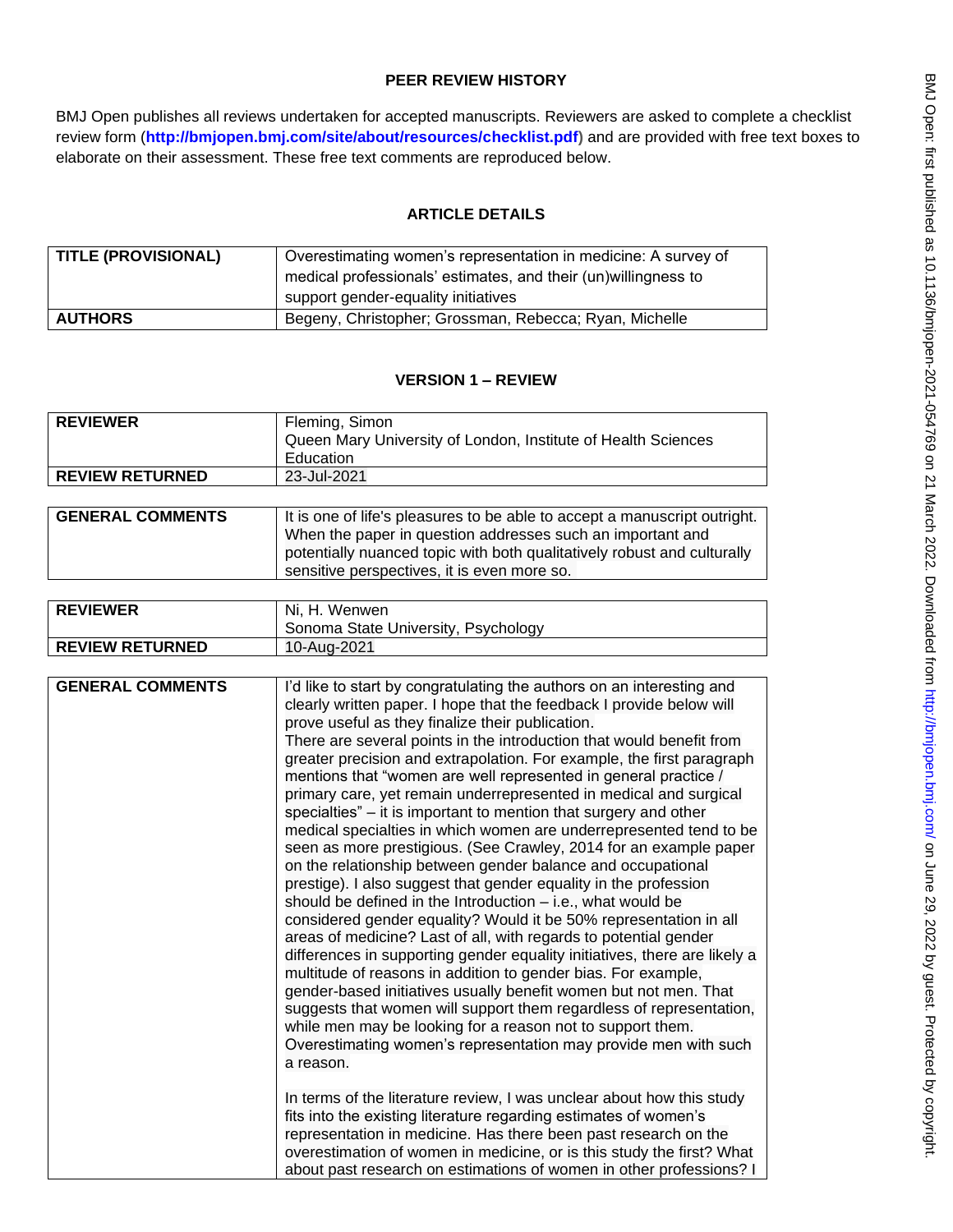# PEER REVIEW HISTORY

BMJ Open publishes all reviews undertaken for accepted manuscripts. Reviewers are asked to complete a checklist review form (**http://bmjopen.bmj.com/site/about/resources/checklist.pdf**) and are provided with free text boxes to elaborate on their assessment. These free text comments are reproduced below.

## ARTICLE DETAILS

| | |
|---|---|
| **TITLE (PROVISIONAL)** | Overestimating women's representation in medicine: A survey of medical professionals' estimates, and their (un)willingness to support gender-equality initiatives |
| **AUTHORS** | Begeny, Christopher; Grossman, Rebecca; Ryan, Michelle |

## VERSION 1 – REVIEW

| | |
|---|---|
| **REVIEWER** | Fleming, Simon<br>Queen Mary University of London, Institute of Health Sciences Education |
| **REVIEW RETURNED** | 23-Jul-2021 |

| | |
|---|---|
| **GENERAL COMMENTS** | It is one of life's pleasures to be able to accept a manuscript outright. When the paper in question addresses such an important and potentially nuanced topic with both qualitatively robust and culturally sensitive perspectives, it is even more so. |

| | |
|---|---|
| **REVIEWER** | Ni, H. Wenwen<br>Sonoma State University, Psychology |
| **REVIEW RETURNED** | 10-Aug-2021 |

| | |
|---|---|
| **GENERAL COMMENTS** | I'd like to start by congratulating the authors on an interesting and clearly written paper. I hope that the feedback I provide below will prove useful as they finalize their publication.<br>There are several points in the introduction that would benefit from greater precision and extrapolation. For example, the first paragraph mentions that "women are well represented in general practice / primary care, yet remain underrepresented in medical and surgical specialties" – it is important to mention that surgery and other medical specialties in which women are underrepresented tend to be seen as more prestigious. (See Crawley, 2014 for an example paper on the relationship between gender balance and occupational prestige). I also suggest that gender equality in the profession should be defined in the Introduction – i.e., what would be considered gender equality? Would it be 50% representation in all areas of medicine? Last of all, with regards to potential gender differences in supporting gender equality initiatives, there are likely a multitude of reasons in addition to gender bias. For example, gender-based initiatives usually benefit women but not men. That suggests that women will support them regardless of representation, while men may be looking for a reason not to support them. Overestimating women's representation may provide men with such a reason.<br><br>In terms of the literature review, I was unclear about how this study fits into the existing literature regarding estimates of women's representation in medicine. Has there been past research on the overestimation of women in medicine, or is this study the first? What about past research on estimations of women in other professions? I |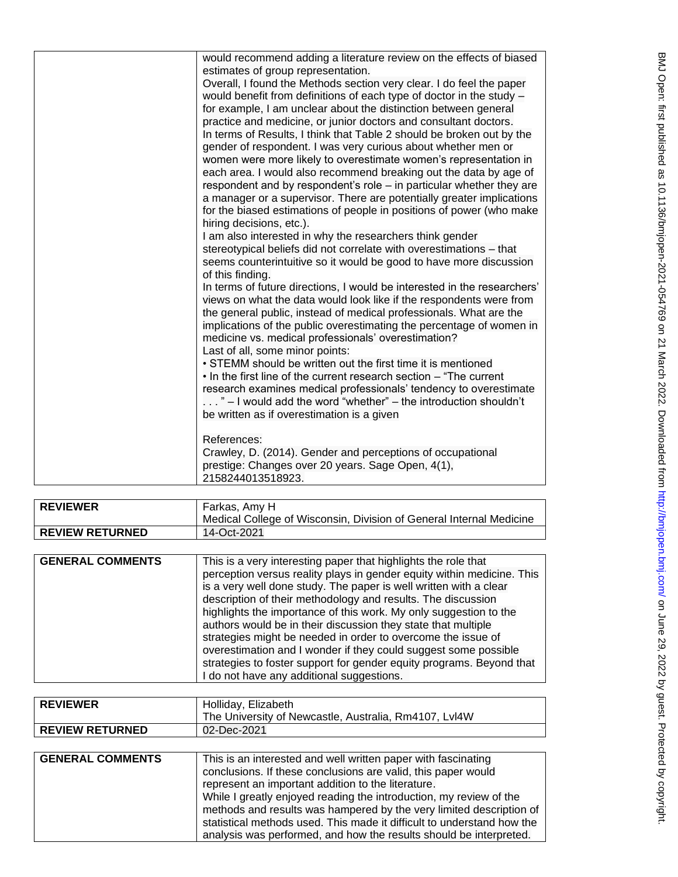| | |
|---|---|
| | would recommend adding a literature review on the effects of biased estimates of group representation.<br>Overall, I found the Methods section very clear. I do feel the paper would benefit from definitions of each type of doctor in the study – for example, I am unclear about the distinction between general practice and medicine, or junior doctors and consultant doctors.<br>In terms of Results, I think that Table 2 should be broken out by the gender of respondent. I was very curious about whether men or women were more likely to overestimate women's representation in each area. I would also recommend breaking out the data by age of respondent and by respondent's role – in particular whether they are a manager or a supervisor. There are potentially greater implications for the biased estimations of people in positions of power (who make hiring decisions, etc.).<br>I am also interested in why the researchers think gender stereotypical beliefs did not correlate with overestimations – that seems counterintuitive so it would be good to have more discussion of this finding.<br>In terms of future directions, I would be interested in the researchers' views on what the data would look like if the respondents were from the general public, instead of medical professionals. What are the implications of the public overestimating the percentage of women in medicine vs. medical professionals' overestimation?<br>Last of all, some minor points:<br>• STEMM should be written out the first time it is mentioned<br>• In the first line of the current research section – "The current research examines medical professionals' tendency to overestimate . . . " – I would add the word "whether" – the introduction shouldn't be written as if overestimation is a given<br><br>References:<br>Crawley, D. (2014). Gender and perceptions of occupational prestige: Changes over 20 years. Sage Open, 4(1), 2158244013518923. |

| | |
|---|---|
| **REVIEWER** | Farkas, Amy H<br>Medical College of Wisconsin, Division of General Internal Medicine |
| **REVIEW RETURNED** | 14-Oct-2021 |

| | |
|---|---|
| **GENERAL COMMENTS** | This is a very interesting paper that highlights the role that perception versus reality plays in gender equity within medicine. This is a very well done study. The paper is well written with a clear description of their methodology and results. The discussion highlights the importance of this work. My only suggestion to the authors would be in their discussion they state that multiple strategies might be needed in order to overcome the issue of overestimation and I wonder if they could suggest some possible strategies to foster support for gender equity programs. Beyond that I do not have any additional suggestions. |

| | |
|---|---|
| **REVIEWER** | Holliday, Elizabeth<br>The University of Newcastle, Australia, Rm4107, Lvl4W |
| **REVIEW RETURNED** | 02-Dec-2021 |

| | |
|---|---|
| **GENERAL COMMENTS** | This is an interested and well written paper with fascinating conclusions. If these conclusions are valid, this paper would represent an important addition to the literature.<br>While I greatly enjoyed reading the introduction, my review of the methods and results was hampered by the very limited description of statistical methods used. This made it difficult to understand how the analysis was performed, and how the results should be interpreted. |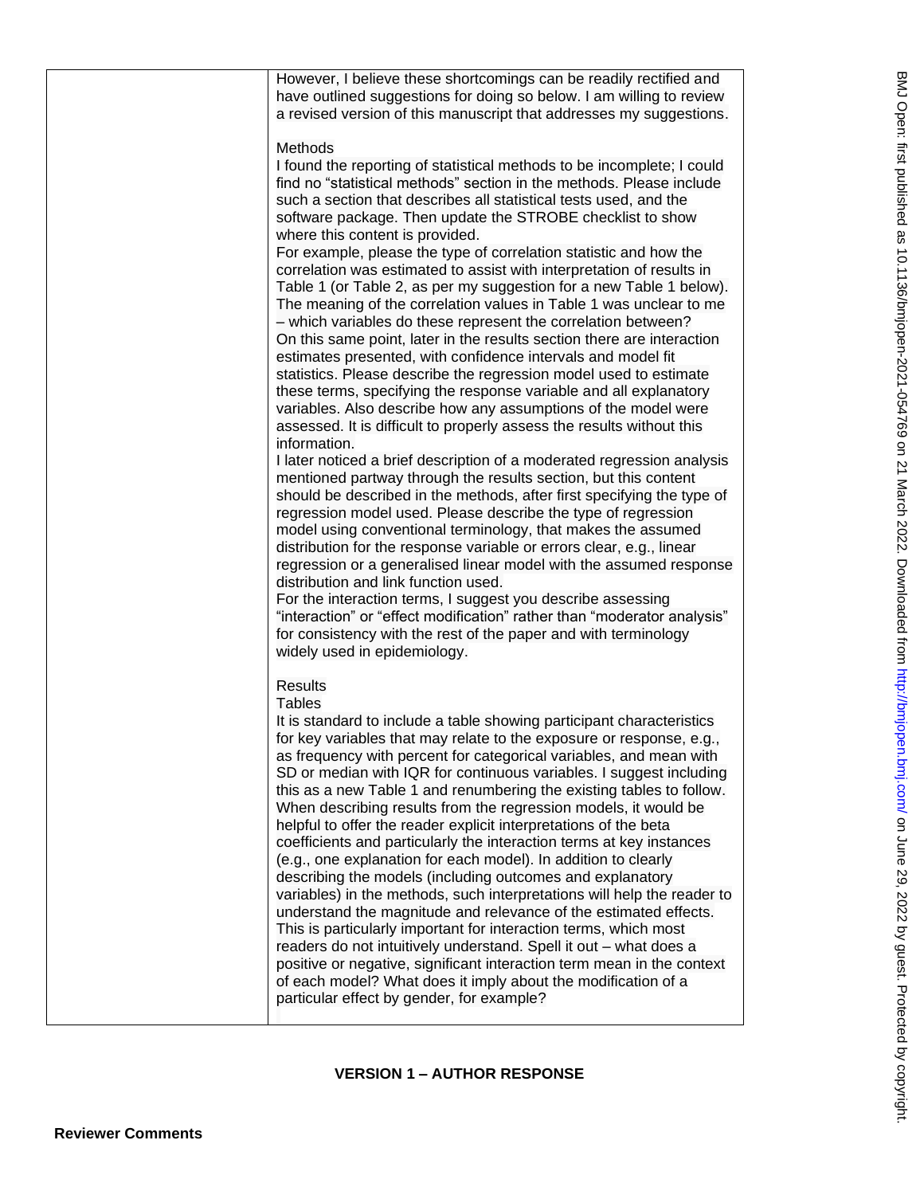| | However, I believe these shortcomings can be readily rectified and have outlined suggestions for doing so below. I am willing to review a revised version of this manuscript that addresses my suggestions.<br><br>Methods<br>I found the reporting of statistical methods to be incomplete; I could find no "statistical methods" section in the methods. Please include such a section that describes all statistical tests used, and the software package. Then update the STROBE checklist to show where this content is provided.<br>For example, please the type of correlation statistic and how the correlation was estimated to assist with interpretation of results in Table 1 (or Table 2, as per my suggestion for a new Table 1 below). The meaning of the correlation values in Table 1 was unclear to me – which variables do these represent the correlation between?<br>On this same point, later in the results section there are interaction estimates presented, with confidence intervals and model fit statistics. Please describe the regression model used to estimate these terms, specifying the response variable and all explanatory variables. Also describe how any assumptions of the model were assessed. It is difficult to properly assess the results without this information.<br>I later noticed a brief description of a moderated regression analysis mentioned partway through the results section, but this content should be described in the methods, after first specifying the type of regression model used. Please describe the type of regression model using conventional terminology, that makes the assumed distribution for the response variable or errors clear, e.g., linear regression or a generalised linear model with the assumed response distribution and link function used.<br>For the interaction terms, I suggest you describe assessing "interaction" or "effect modification" rather than "moderator analysis" for consistency with the rest of the paper and with terminology widely used in epidemiology.<br><br>Results<br>Tables<br>It is standard to include a table showing participant characteristics for key variables that may relate to the exposure or response, e.g., as frequency with percent for categorical variables, and mean with SD or median with IQR for continuous variables. I suggest including this as a new Table 1 and renumbering the existing tables to follow.<br>When describing results from the regression models, it would be helpful to offer the reader explicit interpretations of the beta coefficients and particularly the interaction terms at key instances (e.g., one explanation for each model). In addition to clearly describing the models (including outcomes and explanatory variables) in the methods, such interpretations will help the reader to understand the magnitude and relevance of the estimated effects. This is particularly important for interaction terms, which most readers do not intuitively understand. Spell it out – what does a positive or negative, significant interaction term mean in the context of each model? What does it imply about the modification of a particular effect by gender, for example? |
|---|---|

## VERSION 1 – AUTHOR RESPONSE

**Reviewer Comments**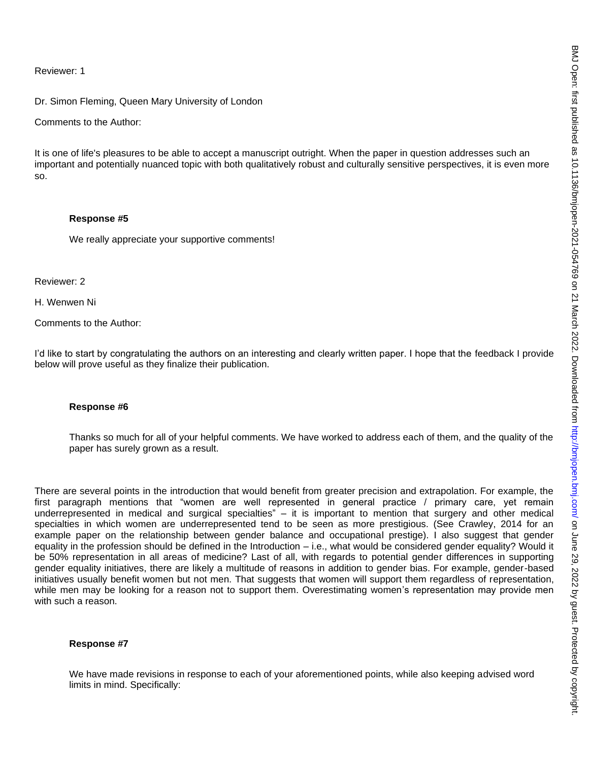Reviewer: 1

Dr. Simon Fleming, Queen Mary University of London

Comments to the Author:

It is one of life's pleasures to be able to accept a manuscript outright. When the paper in question addresses such an important and potentially nuanced topic with both qualitatively robust and culturally sensitive perspectives, it is even more so.

**Response #5**

We really appreciate your supportive comments!

Reviewer: 2

H. Wenwen Ni

Comments to the Author:

I'd like to start by congratulating the authors on an interesting and clearly written paper. I hope that the feedback I provide below will prove useful as they finalize their publication.

**Response #6**

Thanks so much for all of your helpful comments. We have worked to address each of them, and the quality of the paper has surely grown as a result.

There are several points in the introduction that would benefit from greater precision and extrapolation. For example, the first paragraph mentions that "women are well represented in general practice / primary care, yet remain underrepresented in medical and surgical specialties" – it is important to mention that surgery and other medical specialties in which women are underrepresented tend to be seen as more prestigious. (See Crawley, 2014 for an example paper on the relationship between gender balance and occupational prestige). I also suggest that gender equality in the profession should be defined in the Introduction – i.e., what would be considered gender equality? Would it be 50% representation in all areas of medicine? Last of all, with regards to potential gender differences in supporting gender equality initiatives, there are likely a multitude of reasons in addition to gender bias. For example, gender-based initiatives usually benefit women but not men. That suggests that women will support them regardless of representation, while men may be looking for a reason not to support them. Overestimating women's representation may provide men with such a reason.

**Response #7**

We have made revisions in response to each of your aforementioned points, while also keeping advised word limits in mind. Specifically: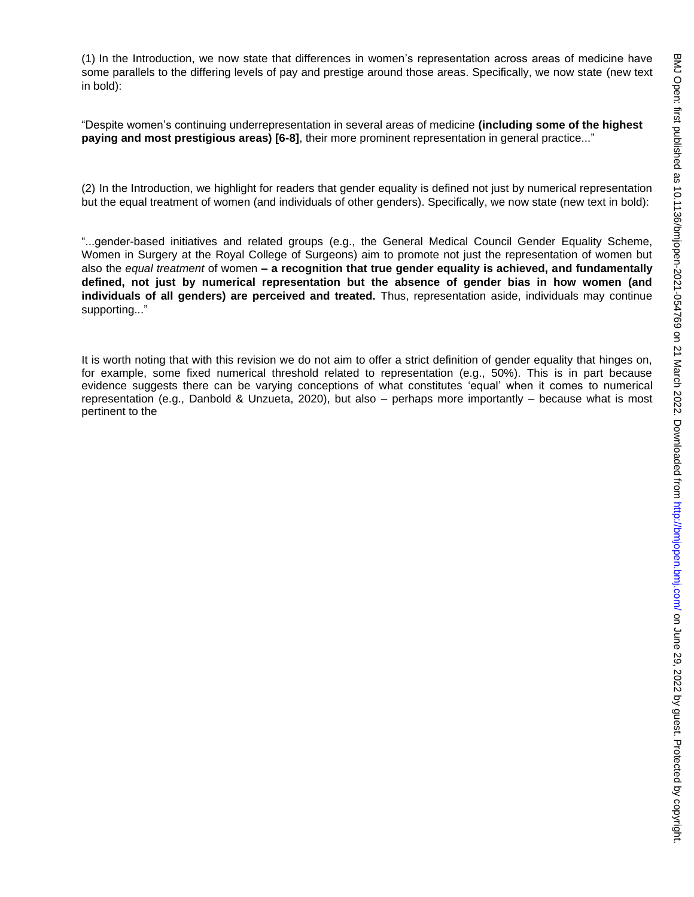(1) In the Introduction, we now state that differences in women's representation across areas of medicine have some parallels to the differing levels of pay and prestige around those areas. Specifically, we now state (new text in bold):

"Despite women's continuing underrepresentation in several areas of medicine **(including some of the highest paying and most prestigious areas) [6-8]**, their more prominent representation in general practice..."

(2) In the Introduction, we highlight for readers that gender equality is defined not just by numerical representation but the equal treatment of women (and individuals of other genders). Specifically, we now state (new text in bold):

"...gender-based initiatives and related groups (e.g., the General Medical Council Gender Equality Scheme, Women in Surgery at the Royal College of Surgeons) aim to promote not just the representation of women but also the *equal treatment* of women **– a recognition that true gender equality is achieved, and fundamentally defined, not just by numerical representation but the absence of gender bias in how women (and individuals of all genders) are perceived and treated.** Thus, representation aside, individuals may continue supporting..."

It is worth noting that with this revision we do not aim to offer a strict definition of gender equality that hinges on, for example, some fixed numerical threshold related to representation (e.g., 50%). This is in part because evidence suggests there can be varying conceptions of what constitutes 'equal' when it comes to numerical representation (e.g., Danbold & Unzueta, 2020), but also – perhaps more importantly – because what is most pertinent to the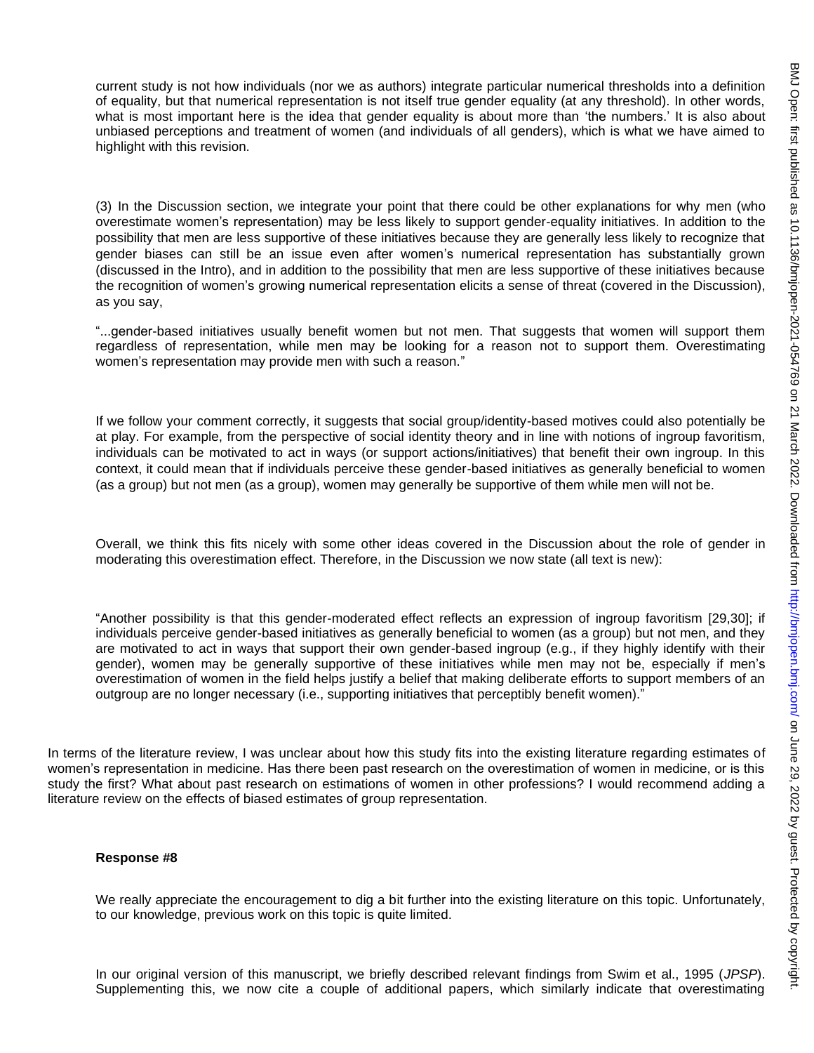current study is not how individuals (nor we as authors) integrate particular numerical thresholds into a definition of equality, but that numerical representation is not itself true gender equality (at any threshold). In other words, what is most important here is the idea that gender equality is about more than 'the numbers.' It is also about unbiased perceptions and treatment of women (and individuals of all genders), which is what we have aimed to highlight with this revision.

(3) In the Discussion section, we integrate your point that there could be other explanations for why men (who overestimate women's representation) may be less likely to support gender-equality initiatives. In addition to the possibility that men are less supportive of these initiatives because they are generally less likely to recognize that gender biases can still be an issue even after women's numerical representation has substantially grown (discussed in the Intro), and in addition to the possibility that men are less supportive of these initiatives because the recognition of women's growing numerical representation elicits a sense of threat (covered in the Discussion), as you say,

"...gender-based initiatives usually benefit women but not men. That suggests that women will support them regardless of representation, while men may be looking for a reason not to support them. Overestimating women's representation may provide men with such a reason."

If we follow your comment correctly, it suggests that social group/identity-based motives could also potentially be at play. For example, from the perspective of social identity theory and in line with notions of ingroup favoritism, individuals can be motivated to act in ways (or support actions/initiatives) that benefit their own ingroup. In this context, it could mean that if individuals perceive these gender-based initiatives as generally beneficial to women (as a group) but not men (as a group), women may generally be supportive of them while men will not be.

Overall, we think this fits nicely with some other ideas covered in the Discussion about the role of gender in moderating this overestimation effect. Therefore, in the Discussion we now state (all text is new):

"Another possibility is that this gender-moderated effect reflects an expression of ingroup favoritism [29,30]; if individuals perceive gender-based initiatives as generally beneficial to women (as a group) but not men, and they are motivated to act in ways that support their own gender-based ingroup (e.g., if they highly identify with their gender), women may be generally supportive of these initiatives while men may not be, especially if men's overestimation of women in the field helps justify a belief that making deliberate efforts to support members of an outgroup are no longer necessary (i.e., supporting initiatives that perceptibly benefit women)."

In terms of the literature review, I was unclear about how this study fits into the existing literature regarding estimates of women's representation in medicine. Has there been past research on the overestimation of women in medicine, or is this study the first? What about past research on estimations of women in other professions? I would recommend adding a literature review on the effects of biased estimates of group representation.

**Response #8**

We really appreciate the encouragement to dig a bit further into the existing literature on this topic. Unfortunately, to our knowledge, previous work on this topic is quite limited.

In our original version of this manuscript, we briefly described relevant findings from Swim et al., 1995 (*JPSP*). Supplementing this, we now cite a couple of additional papers, which similarly indicate that overestimating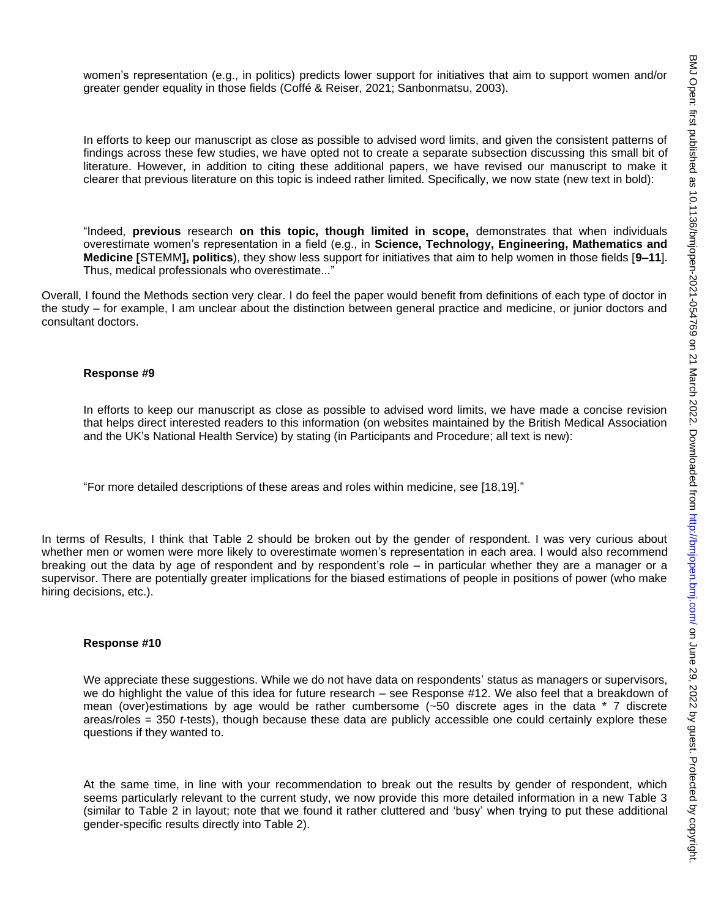women's representation (e.g., in politics) predicts lower support for initiatives that aim to support women and/or greater gender equality in those fields (Coffé & Reiser, 2021; Sanbonmatsu, 2003).

In efforts to keep our manuscript as close as possible to advised word limits, and given the consistent patterns of findings across these few studies, we have opted not to create a separate subsection discussing this small bit of literature. However, in addition to citing these additional papers, we have revised our manuscript to make it clearer that previous literature on this topic is indeed rather limited. Specifically, we now state (new text in bold):

"Indeed, **previous** research **on this topic, though limited in scope,** demonstrates that when individuals overestimate women's representation in a field (e.g., in **Science, Technology, Engineering, Mathematics and Medicine [**STEMM**], politics**), they show less support for initiatives that aim to help women in those fields [**9–11**]. Thus, medical professionals who overestimate..."

Overall, I found the Methods section very clear. I do feel the paper would benefit from definitions of each type of doctor in the study – for example, I am unclear about the distinction between general practice and medicine, or junior doctors and consultant doctors.

**Response #9**

In efforts to keep our manuscript as close as possible to advised word limits, we have made a concise revision that helps direct interested readers to this information (on websites maintained by the British Medical Association and the UK's National Health Service) by stating (in Participants and Procedure; all text is new):

"For more detailed descriptions of these areas and roles within medicine, see [18,19]."

In terms of Results, I think that Table 2 should be broken out by the gender of respondent. I was very curious about whether men or women were more likely to overestimate women's representation in each area. I would also recommend breaking out the data by age of respondent and by respondent's role – in particular whether they are a manager or a supervisor. There are potentially greater implications for the biased estimations of people in positions of power (who make hiring decisions, etc.).

**Response #10**

We appreciate these suggestions. While we do not have data on respondents' status as managers or supervisors, we do highlight the value of this idea for future research – see Response #12. We also feel that a breakdown of mean (over)estimations by age would be rather cumbersome (~50 discrete ages in the data * 7 discrete areas/roles = 350 *t*-tests), though because these data are publicly accessible one could certainly explore these questions if they wanted to.

At the same time, in line with your recommendation to break out the results by gender of respondent, which seems particularly relevant to the current study, we now provide this more detailed information in a new Table 3 (similar to Table 2 in layout; note that we found it rather cluttered and 'busy' when trying to put these additional gender-specific results directly into Table 2).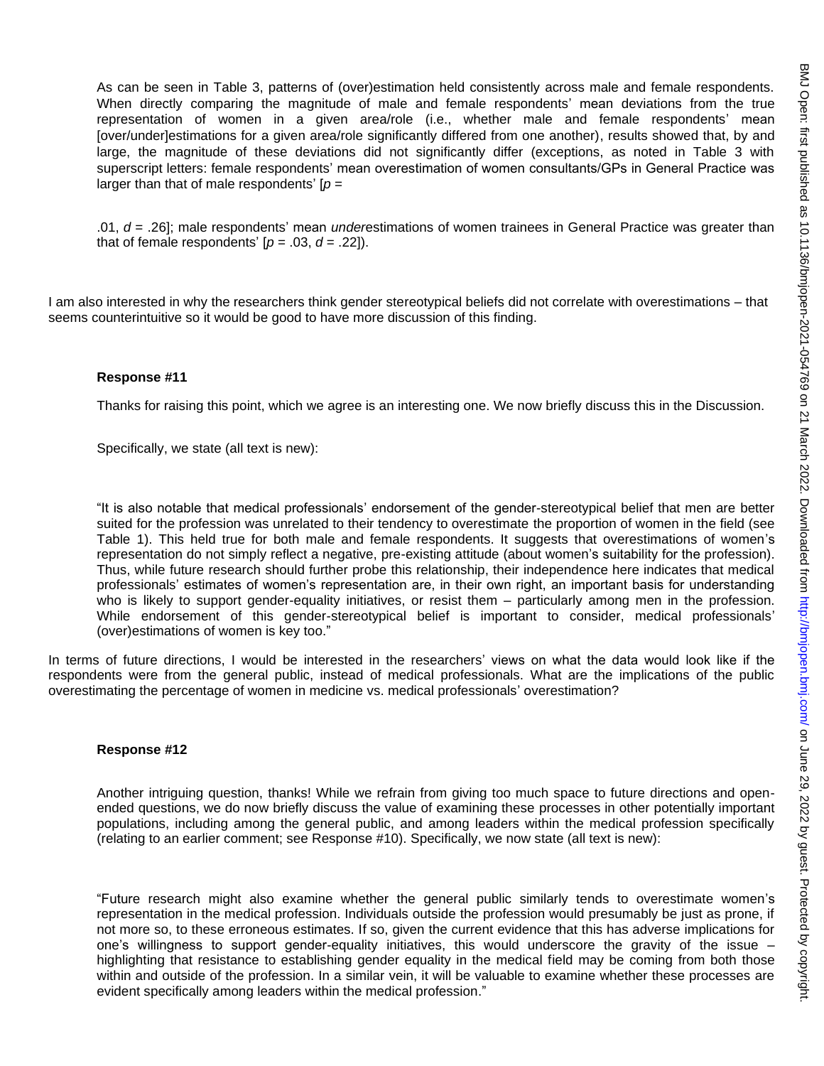As can be seen in Table 3, patterns of (over)estimation held consistently across male and female respondents. When directly comparing the magnitude of male and female respondents' mean deviations from the true representation of women in a given area/role (i.e., whether male and female respondents' mean [over/under]estimations for a given area/role significantly differed from one another), results showed that, by and large, the magnitude of these deviations did not significantly differ (exceptions, as noted in Table 3 with superscript letters: female respondents' mean overestimation of women consultants/GPs in General Practice was larger than that of male respondents' [$p$ =

.01, $d$ = .26]; male respondents' mean *under*estimations of women trainees in General Practice was greater than that of female respondents' [$p$ = .03, $d$ = .22]).

I am also interested in why the researchers think gender stereotypical beliefs did not correlate with overestimations – that seems counterintuitive so it would be good to have more discussion of this finding.

**Response #11**

Thanks for raising this point, which we agree is an interesting one. We now briefly discuss this in the Discussion.

Specifically, we state (all text is new):

"It is also notable that medical professionals' endorsement of the gender-stereotypical belief that men are better suited for the profession was unrelated to their tendency to overestimate the proportion of women in the field (see Table 1). This held true for both male and female respondents. It suggests that overestimations of women's representation do not simply reflect a negative, pre-existing attitude (about women's suitability for the profession). Thus, while future research should further probe this relationship, their independence here indicates that medical professionals' estimates of women's representation are, in their own right, an important basis for understanding who is likely to support gender-equality initiatives, or resist them – particularly among men in the profession. While endorsement of this gender-stereotypical belief is important to consider, medical professionals' (over)estimations of women is key too."

In terms of future directions, I would be interested in the researchers' views on what the data would look like if the respondents were from the general public, instead of medical professionals. What are the implications of the public overestimating the percentage of women in medicine vs. medical professionals' overestimation?

**Response #12**

Another intriguing question, thanks! While we refrain from giving too much space to future directions and open-ended questions, we do now briefly discuss the value of examining these processes in other potentially important populations, including among the general public, and among leaders within the medical profession specifically (relating to an earlier comment; see Response #10). Specifically, we now state (all text is new):

"Future research might also examine whether the general public similarly tends to overestimate women's representation in the medical profession. Individuals outside the profession would presumably be just as prone, if not more so, to these erroneous estimates. If so, given the current evidence that this has adverse implications for one's willingness to support gender-equality initiatives, this would underscore the gravity of the issue – highlighting that resistance to establishing gender equality in the medical field may be coming from both those within and outside of the profession. In a similar vein, it will be valuable to examine whether these processes are evident specifically among leaders within the medical profession."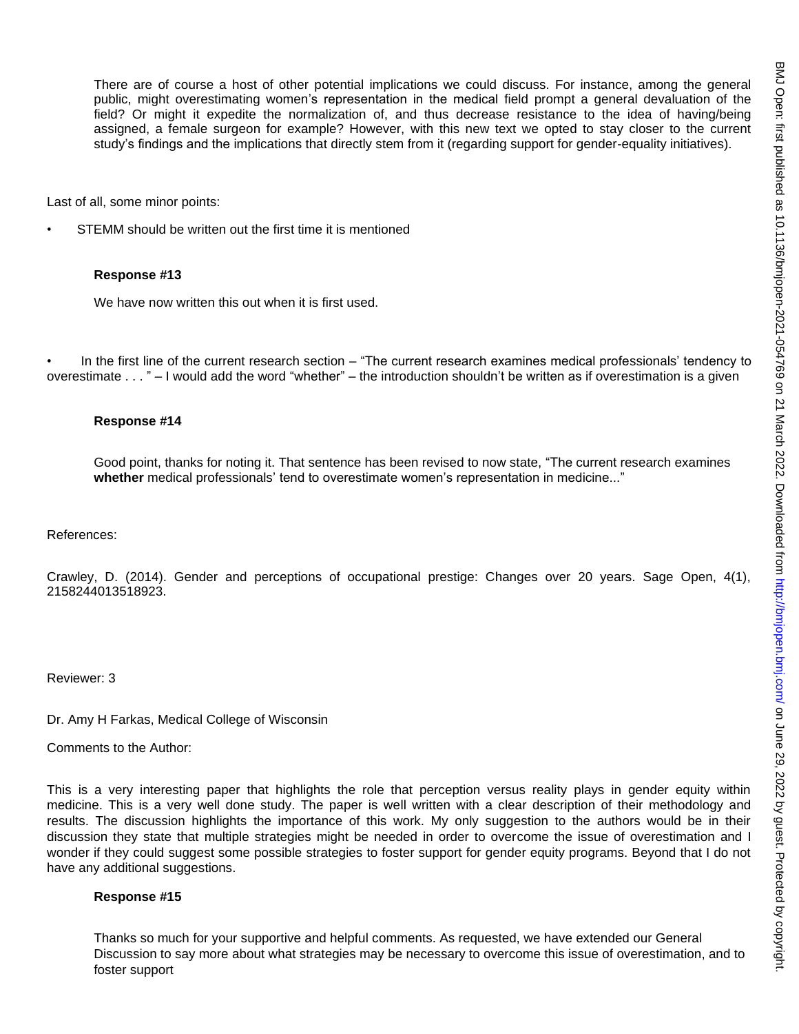There are of course a host of other potential implications we could discuss. For instance, among the general public, might overestimating women's representation in the medical field prompt a general devaluation of the field? Or might it expedite the normalization of, and thus decrease resistance to the idea of having/being assigned, a female surgeon for example? However, with this new text we opted to stay closer to the current study's findings and the implications that directly stem from it (regarding support for gender-equality initiatives).

Last of all, some minor points:

- STEMM should be written out the first time it is mentioned

**Response #13**

We have now written this out when it is first used.

- In the first line of the current research section – "The current research examines medical professionals' tendency to overestimate . . . " – I would add the word "whether" – the introduction shouldn't be written as if overestimation is a given

**Response #14**

Good point, thanks for noting it. That sentence has been revised to now state, "The current research examines **whether** medical professionals' tend to overestimate women's representation in medicine..."

References:

Crawley, D. (2014). Gender and perceptions of occupational prestige: Changes over 20 years. Sage Open, 4(1), 2158244013518923.

Reviewer: 3

Dr. Amy H Farkas, Medical College of Wisconsin

Comments to the Author:

This is a very interesting paper that highlights the role that perception versus reality plays in gender equity within medicine. This is a very well done study. The paper is well written with a clear description of their methodology and results. The discussion highlights the importance of this work. My only suggestion to the authors would be in their discussion they state that multiple strategies might be needed in order to overcome the issue of overestimation and I wonder if they could suggest some possible strategies to foster support for gender equity programs. Beyond that I do not have any additional suggestions.

**Response #15**

Thanks so much for your supportive and helpful comments. As requested, we have extended our General Discussion to say more about what strategies may be necessary to overcome this issue of overestimation, and to foster support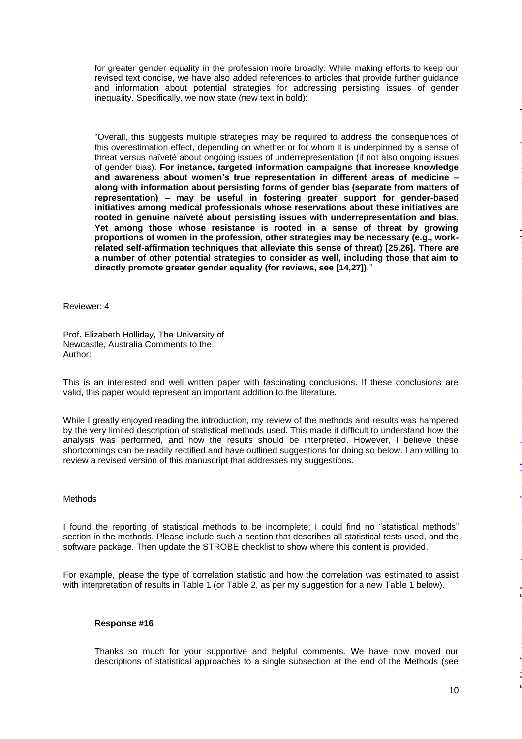for greater gender equality in the profession more broadly. While making efforts to keep our revised text concise, we have also added references to articles that provide further guidance and information about potential strategies for addressing persisting issues of gender inequality. Specifically, we now state (new text in bold):

"Overall, this suggests multiple strategies may be required to address the consequences of this overestimation effect, depending on whether or for whom it is underpinned by a sense of threat versus naïveté about ongoing issues of underrepresentation (if not also ongoing issues of gender bias). **For instance, targeted information campaigns that increase knowledge and awareness about women's true representation in different areas of medicine – along with information about persisting forms of gender bias (separate from matters of representation) – may be useful in fostering greater support for gender-based initiatives among medical professionals whose reservations about these initiatives are rooted in genuine naïveté about persisting issues with underrepresentation and bias. Yet among those whose resistance is rooted in a sense of threat by growing proportions of women in the profession, other strategies may be necessary (e.g., work-related self-affirmation techniques that alleviate this sense of threat) [25,26]. There are a number of other potential strategies to consider as well, including those that aim to directly promote greater gender equality (for reviews, see [14,27]).**"

Reviewer: 4

Prof. Elizabeth Holliday, The University of Newcastle, Australia Comments to the Author:

This is an interested and well written paper with fascinating conclusions. If these conclusions are valid, this paper would represent an important addition to the literature.

While I greatly enjoyed reading the introduction, my review of the methods and results was hampered by the very limited description of statistical methods used. This made it difficult to understand how the analysis was performed, and how the results should be interpreted. However, I believe these shortcomings can be readily rectified and have outlined suggestions for doing so below. I am willing to review a revised version of this manuscript that addresses my suggestions.

Methods

I found the reporting of statistical methods to be incomplete; I could find no "statistical methods" section in the methods. Please include such a section that describes all statistical tests used, and the software package. Then update the STROBE checklist to show where this content is provided.

For example, please the type of correlation statistic and how the correlation was estimated to assist with interpretation of results in Table 1 (or Table 2, as per my suggestion for a new Table 1 below).

**Response #16**

Thanks so much for your supportive and helpful comments. We have now moved our descriptions of statistical approaches to a single subsection at the end of the Methods (see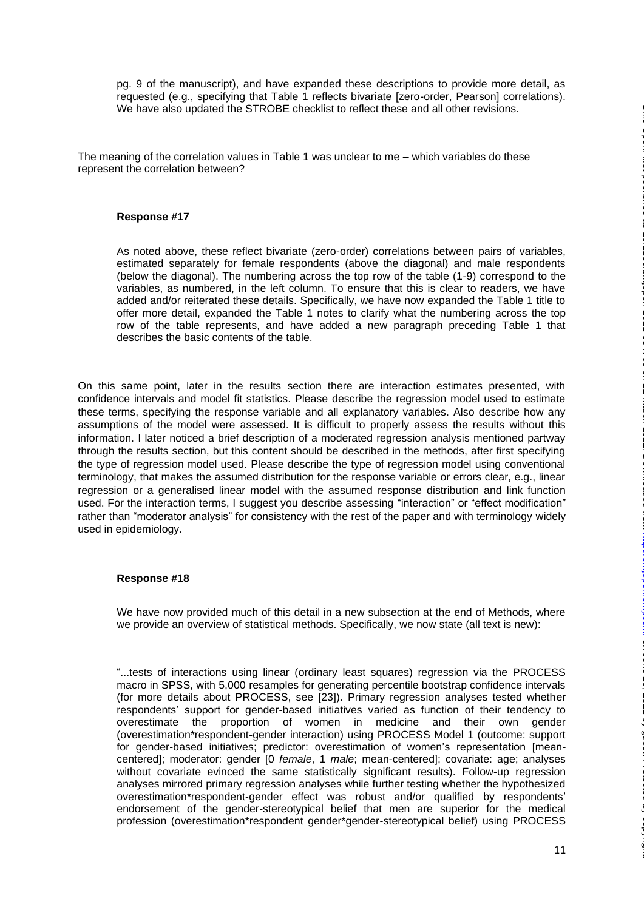pg. 9 of the manuscript), and have expanded these descriptions to provide more detail, as requested (e.g., specifying that Table 1 reflects bivariate [zero-order, Pearson] correlations). We have also updated the STROBE checklist to reflect these and all other revisions.

The meaning of the correlation values in Table 1 was unclear to me – which variables do these represent the correlation between?

**Response #17**

As noted above, these reflect bivariate (zero-order) correlations between pairs of variables, estimated separately for female respondents (above the diagonal) and male respondents (below the diagonal). The numbering across the top row of the table (1-9) correspond to the variables, as numbered, in the left column. To ensure that this is clear to readers, we have added and/or reiterated these details. Specifically, we have now expanded the Table 1 title to offer more detail, expanded the Table 1 notes to clarify what the numbering across the top row of the table represents, and have added a new paragraph preceding Table 1 that describes the basic contents of the table.

On this same point, later in the results section there are interaction estimates presented, with confidence intervals and model fit statistics. Please describe the regression model used to estimate these terms, specifying the response variable and all explanatory variables. Also describe how any assumptions of the model were assessed. It is difficult to properly assess the results without this information. I later noticed a brief description of a moderated regression analysis mentioned partway through the results section, but this content should be described in the methods, after first specifying the type of regression model used. Please describe the type of regression model using conventional terminology, that makes the assumed distribution for the response variable or errors clear, e.g., linear regression or a generalised linear model with the assumed response distribution and link function used. For the interaction terms, I suggest you describe assessing "interaction" or "effect modification" rather than "moderator analysis" for consistency with the rest of the paper and with terminology widely used in epidemiology.

**Response #18**

We have now provided much of this detail in a new subsection at the end of Methods, where we provide an overview of statistical methods. Specifically, we now state (all text is new):

"...tests of interactions using linear (ordinary least squares) regression via the PROCESS macro in SPSS, with 5,000 resamples for generating percentile bootstrap confidence intervals (for more details about PROCESS, see [23]). Primary regression analyses tested whether respondents' support for gender-based initiatives varied as function of their tendency to overestimate the proportion of women in medicine and their own gender (overestimation*respondent-gender interaction) using PROCESS Model 1 (outcome: support for gender-based initiatives; predictor: overestimation of women's representation [mean-centered]; moderator: gender [0 *female*, 1 *male*; mean-centered]; covariate: age; analyses without covariate evinced the same statistically significant results). Follow-up regression analyses mirrored primary regression analyses while further testing whether the hypothesized overestimation*respondent-gender effect was robust and/or qualified by respondents' endorsement of the gender-stereotypical belief that men are superior for the medical profession (overestimation*respondent gender*gender-stereotypical belief) using PROCESS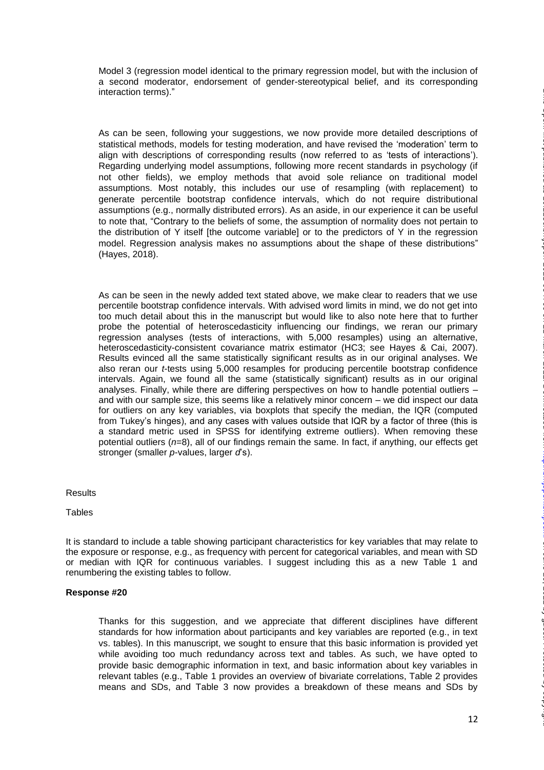Model 3 (regression model identical to the primary regression model, but with the inclusion of a second moderator, endorsement of gender-stereotypical belief, and its corresponding interaction terms)."

As can be seen, following your suggestions, we now provide more detailed descriptions of statistical methods, models for testing moderation, and have revised the 'moderation' term to align with descriptions of corresponding results (now referred to as 'tests of interactions'). Regarding underlying model assumptions, following more recent standards in psychology (if not other fields), we employ methods that avoid sole reliance on traditional model assumptions. Most notably, this includes our use of resampling (with replacement) to generate percentile bootstrap confidence intervals, which do not require distributional assumptions (e.g., normally distributed errors). As an aside, in our experience it can be useful to note that, "Contrary to the beliefs of some, the assumption of normality does not pertain to the distribution of Y itself [the outcome variable] or to the predictors of Y in the regression model. Regression analysis makes no assumptions about the shape of these distributions" (Hayes, 2018).

As can be seen in the newly added text stated above, we make clear to readers that we use percentile bootstrap confidence intervals. With advised word limits in mind, we do not get into too much detail about this in the manuscript but would like to also note here that to further probe the potential of heteroscedasticity influencing our findings, we reran our primary regression analyses (tests of interactions, with 5,000 resamples) using an alternative, heteroscedasticity-consistent covariance matrix estimator (HC3; see Hayes & Cai, 2007). Results evinced all the same statistically significant results as in our original analyses. We also reran our *t*-tests using 5,000 resamples for producing percentile bootstrap confidence intervals. Again, we found all the same (statistically significant) results as in our original analyses. Finally, while there are differing perspectives on how to handle potential outliers – and with our sample size, this seems like a relatively minor concern – we did inspect our data for outliers on any key variables, via boxplots that specify the median, the IQR (computed from Tukey's hinges), and any cases with values outside that IQR by a factor of three (this is a standard metric used in SPSS for identifying extreme outliers). When removing these potential outliers ($n$=8), all of our findings remain the same. In fact, if anything, our effects get stronger (smaller $p$-values, larger $d$'s).

Results

Tables

It is standard to include a table showing participant characteristics for key variables that may relate to the exposure or response, e.g., as frequency with percent for categorical variables, and mean with SD or median with IQR for continuous variables. I suggest including this as a new Table 1 and renumbering the existing tables to follow.

**Response #20**

Thanks for this suggestion, and we appreciate that different disciplines have different standards for how information about participants and key variables are reported (e.g., in text vs. tables). In this manuscript, we sought to ensure that this basic information is provided yet while avoiding too much redundancy across text and tables. As such, we have opted to provide basic demographic information in text, and basic information about key variables in relevant tables (e.g., Table 1 provides an overview of bivariate correlations, Table 2 provides means and SDs, and Table 3 now provides a breakdown of these means and SDs by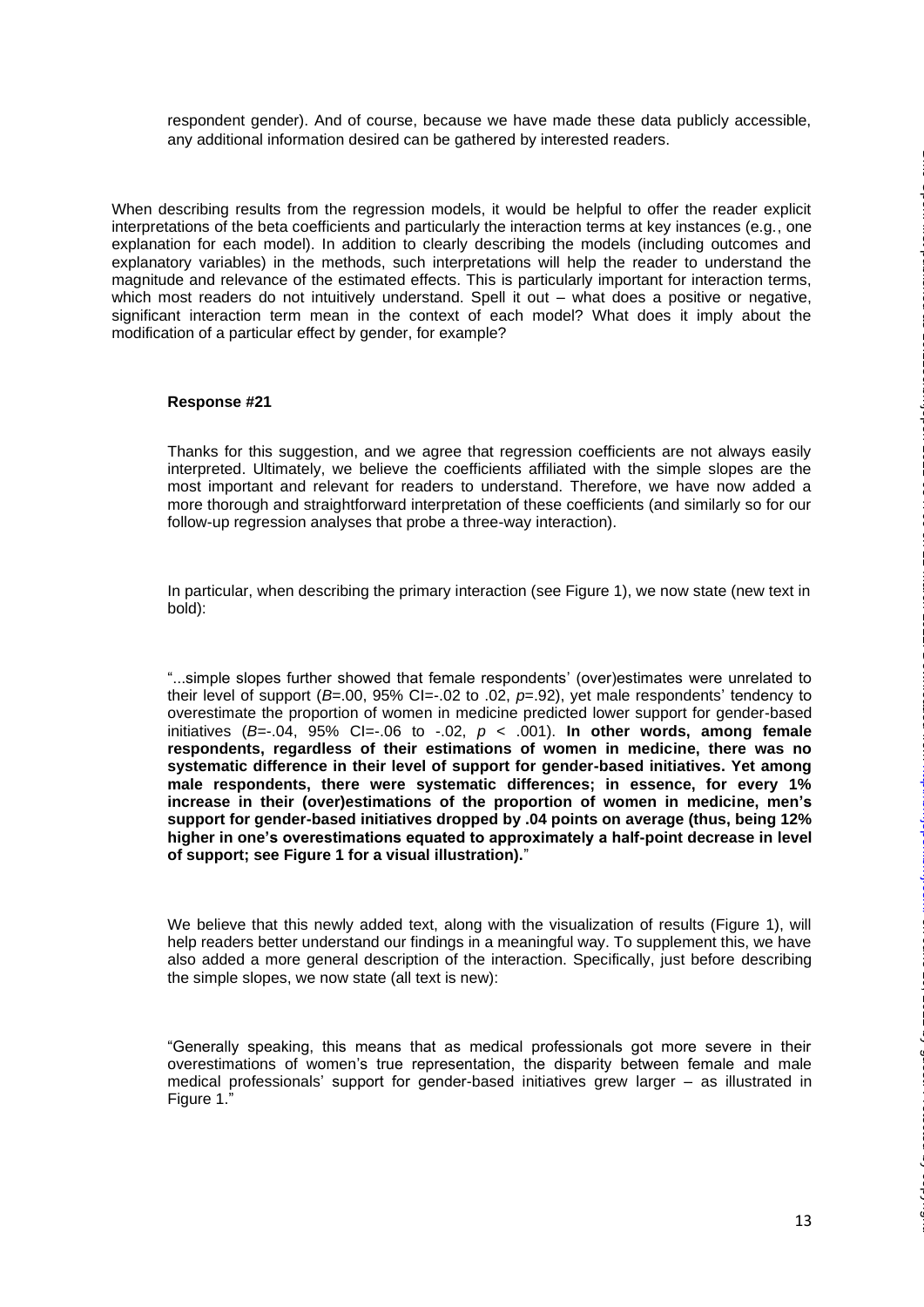respondent gender). And of course, because we have made these data publicly accessible, any additional information desired can be gathered by interested readers.

When describing results from the regression models, it would be helpful to offer the reader explicit interpretations of the beta coefficients and particularly the interaction terms at key instances (e.g., one explanation for each model). In addition to clearly describing the models (including outcomes and explanatory variables) in the methods, such interpretations will help the reader to understand the magnitude and relevance of the estimated effects. This is particularly important for interaction terms, which most readers do not intuitively understand. Spell it out – what does a positive or negative, significant interaction term mean in the context of each model? What does it imply about the modification of a particular effect by gender, for example?

**Response #21**

Thanks for this suggestion, and we agree that regression coefficients are not always easily interpreted. Ultimately, we believe the coefficients affiliated with the simple slopes are the most important and relevant for readers to understand. Therefore, we have now added a more thorough and straightforward interpretation of these coefficients (and similarly so for our follow-up regression analyses that probe a three-way interaction).

In particular, when describing the primary interaction (see Figure 1), we now state (new text in bold):

"...simple slopes further showed that female respondents' (over)estimates were unrelated to their level of support ($B$=.00, 95% CI=-.02 to .02, $p$=.92), yet male respondents' tendency to overestimate the proportion of women in medicine predicted lower support for gender-based initiatives ($B$=-.04, 95% CI=-.06 to -.02, $p < .001$). **In other words, among female respondents, regardless of their estimations of women in medicine, there was no systematic difference in their level of support for gender-based initiatives. Yet among male respondents, there were systematic differences; in essence, for every 1% increase in their (over)estimations of the proportion of women in medicine, men's support for gender-based initiatives dropped by .04 points on average (thus, being 12% higher in one's overestimations equated to approximately a half-point decrease in level of support; see Figure 1 for a visual illustration).**"

We believe that this newly added text, along with the visualization of results (Figure 1), will help readers better understand our findings in a meaningful way. To supplement this, we have also added a more general description of the interaction. Specifically, just before describing the simple slopes, we now state (all text is new):

"Generally speaking, this means that as medical professionals got more severe in their overestimations of women's true representation, the disparity between female and male medical professionals' support for gender-based initiatives grew larger – as illustrated in Figure 1."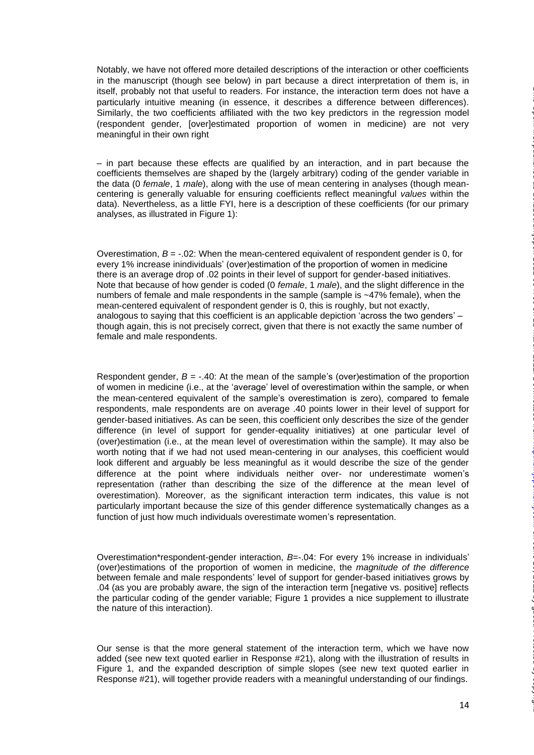Notably, we have not offered more detailed descriptions of the interaction or other coefficients in the manuscript (though see below) in part because a direct interpretation of them is, in itself, probably not that useful to readers. For instance, the interaction term does not have a particularly intuitive meaning (in essence, it describes a difference between differences). Similarly, the two coefficients affiliated with the two key predictors in the regression model (respondent gender, [over]estimated proportion of women in medicine) are not very meaningful in their own right

– in part because these effects are qualified by an interaction, and in part because the coefficients themselves are shaped by the (largely arbitrary) coding of the gender variable in the data (0 *female*, 1 *male*), along with the use of mean centering in analyses (though mean-centering is generally valuable for ensuring coefficients reflect meaningful *values* within the data). Nevertheless, as a little FYI, here is a description of these coefficients (for our primary analyses, as illustrated in Figure 1):

Overestimation, $B = -.02$: When the mean-centered equivalent of respondent gender is 0, for every 1% increase inindividuals' (over)estimation of the proportion of women in medicine there is an average drop of .02 points in their level of support for gender-based initiatives. Note that because of how gender is coded (0 *female*, 1 *male*), and the slight difference in the numbers of female and male respondents in the sample (sample is ~47% female), when the mean-centered equivalent of respondent gender is 0, this is roughly, but not exactly, analogous to saying that this coefficient is an applicable depiction 'across the two genders' – though again, this is not precisely correct, given that there is not exactly the same number of female and male respondents.

Respondent gender, $B = -.40$: At the mean of the sample's (over)estimation of the proportion of women in medicine (i.e., at the 'average' level of overestimation within the sample, or when the mean-centered equivalent of the sample's overestimation is zero), compared to female respondents, male respondents are on average .40 points lower in their level of support for gender-based initiatives. As can be seen, this coefficient only describes the size of the gender difference (in level of support for gender-equality initiatives) at one particular level of (over)estimation (i.e., at the mean level of overestimation within the sample). It may also be worth noting that if we had not used mean-centering in our analyses, this coefficient would look different and arguably be less meaningful as it would describe the size of the gender difference at the point where individuals neither over- nor underestimate women's representation (rather than describing the size of the difference at the mean level of overestimation). Moreover, as the significant interaction term indicates, this value is not particularly important because the size of this gender difference systematically changes as a function of just how much individuals overestimate women's representation.

Overestimation*respondent-gender interaction, $B=-.04$: For every 1% increase in individuals' (over)estimations of the proportion of women in medicine, the *magnitude of the difference* between female and male respondents' level of support for gender-based initiatives grows by .04 (as you are probably aware, the sign of the interaction term [negative vs. positive] reflects the particular coding of the gender variable; Figure 1 provides a nice supplement to illustrate the nature of this interaction).

Our sense is that the more general statement of the interaction term, which we have now added (see new text quoted earlier in Response #21), along with the illustration of results in Figure 1, and the expanded description of simple slopes (see new text quoted earlier in Response #21), will together provide readers with a meaningful understanding of our findings.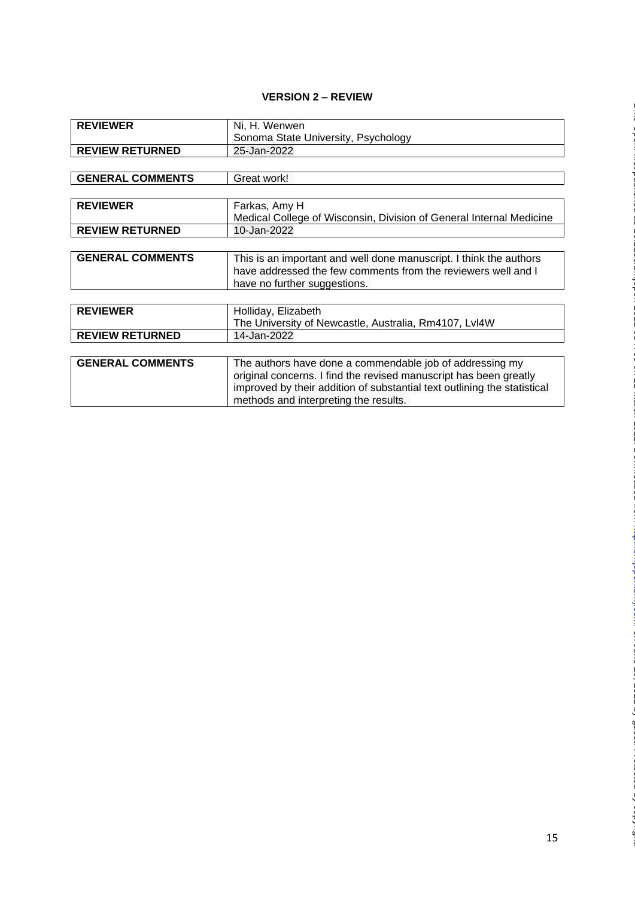**VERSION 2 – REVIEW**

| | |
|---|---|
| **REVIEWER** | Ni, H. Wenwen<br>Sonoma State University, Psychology |
| **REVIEW RETURNED** | 25-Jan-2022 |

| | |
|---|---|
| **GENERAL COMMENTS** | Great work! |

| | |
|---|---|
| **REVIEWER** | Farkas, Amy H<br>Medical College of Wisconsin, Division of General Internal Medicine |
| **REVIEW RETURNED** | 10-Jan-2022 |

| | |
|---|---|
| **GENERAL COMMENTS** | This is an important and well done manuscript. I think the authors have addressed the few comments from the reviewers well and I have no further suggestions. |

| | |
|---|---|
| **REVIEWER** | Holliday, Elizabeth<br>The University of Newcastle, Australia, Rm4107, Lvl4W |
| **REVIEW RETURNED** | 14-Jan-2022 |

| | |
|---|---|
| **GENERAL COMMENTS** | The authors have done a commendable job of addressing my original concerns. I find the revised manuscript has been greatly improved by their addition of substantial text outlining the statistical methods and interpreting the results. |